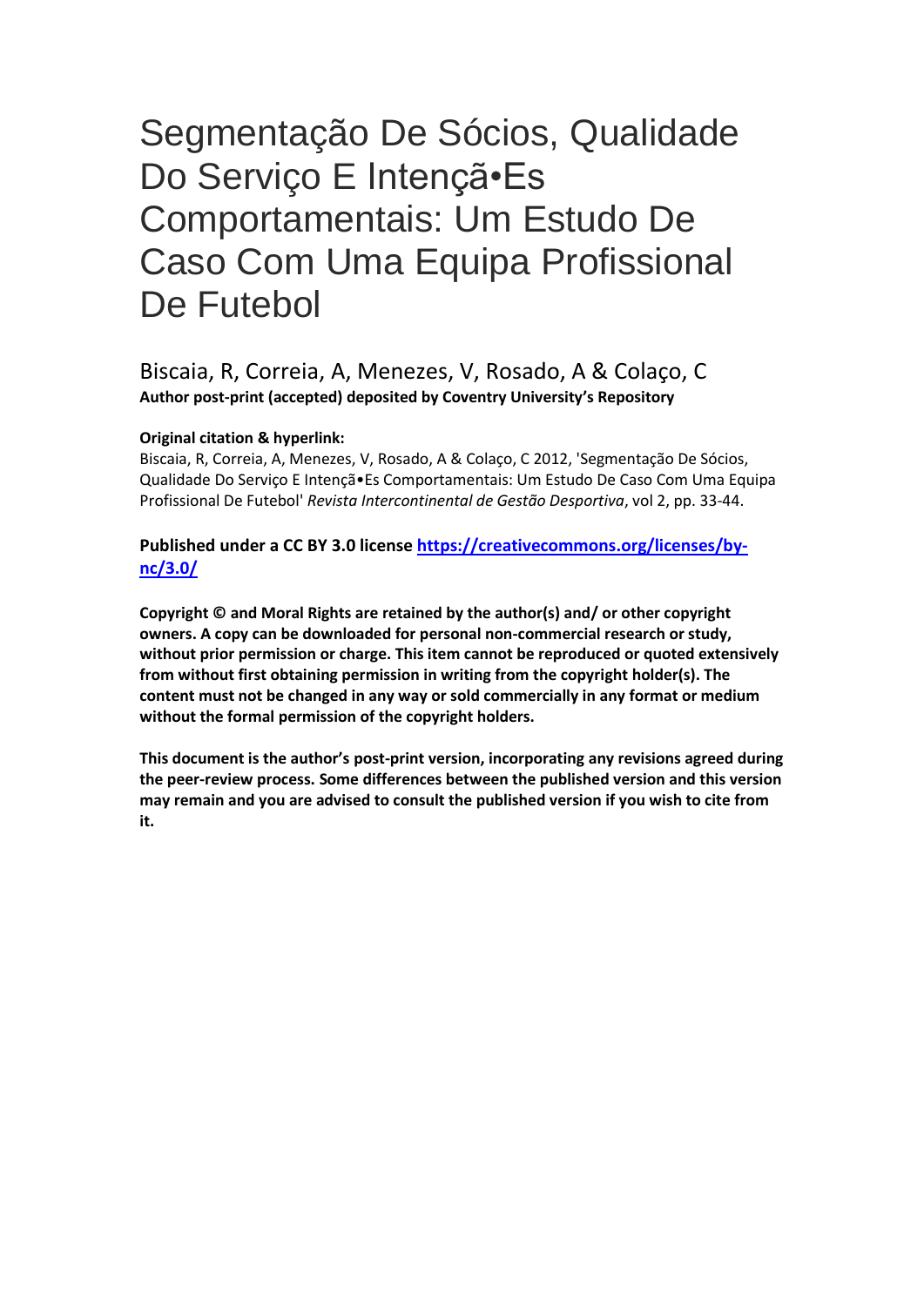# Segmentação De Sócios, Qualidade Do Serviço E Intençã•Es Comportamentais: Um Estudo De Caso Com Uma Equipa Profissional De Futebol

Biscaia, R, Correia, A, Menezes, V, Rosado, A & Colaço, C

**Author post-print (accepted) deposited by Coventry University's Repository**

**Original citation & hyperlink:**

Biscaia, R, Correia, A, Menezes, V, Rosado, A & Colaço, C 2012, 'Segmentação De Sócios, Qualidade Do Serviço E Intençã•Es Comportamentais: Um Estudo De Caso Com Uma Equipa Profissional De Futebol' *Revista Intercontinental de Gestão Desportiva*, vol 2, pp. 33-44.

**Published under a CC BY 3.0 license [https://creativecommons.org/licenses/by-nc/3.0/](https://creativecommons.org/licenses/by-nc/3.0/)**

**Copyright © and Moral Rights are retained by the author(s) and/ or other copyright owners. A copy can be downloaded for personal non-commercial research or study, without prior permission or charge. This item cannot be reproduced or quoted extensively from without first obtaining permission in writing from the copyright holder(s). The content must not be changed in any way or sold commercially in any format or medium without the formal permission of the copyright holders.**

**This document is the author's post-print version, incorporating any revisions agreed during the peer-review process. Some differences between the published version and this version may remain and you are advised to consult the published version if you wish to cite from it.**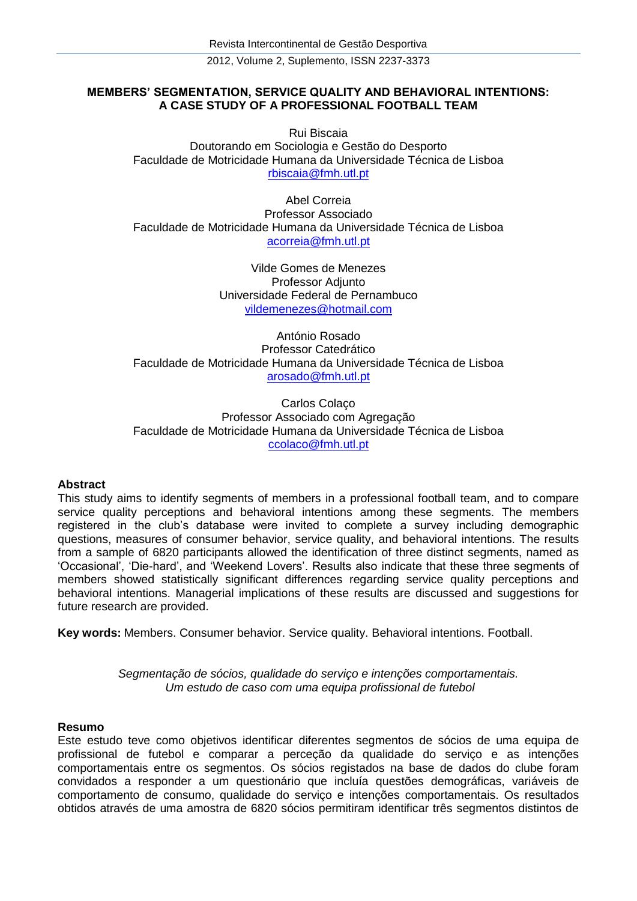# MEMBERS' SEGMENTATION, SERVICE QUALITY AND BEHAVIORAL INTENTIONS: A CASE STUDY OF A PROFESSIONAL FOOTBALL TEAM

Rui Biscaia
Doutorando em Sociologia e Gestão do Desporto
Faculdade de Motricidade Humana da Universidade Técnica de Lisboa
rbiscaia@fmh.utl.pt

Abel Correia
Professor Associado
Faculdade de Motricidade Humana da Universidade Técnica de Lisboa
acorreia@fmh.utl.pt

Vilde Gomes de Menezes
Professor Adjunto
Universidade Federal de Pernambuco
vildemenezes@hotmail.com

António Rosado
Professor Catedrático
Faculdade de Motricidade Humana da Universidade Técnica de Lisboa
arosado@fmh.utl.pt

Carlos Colaço
Professor Associado com Agregação
Faculdade de Motricidade Humana da Universidade Técnica de Lisboa
ccolaco@fmh.utl.pt

**Abstract**

This study aims to identify segments of members in a professional football team, and to compare service quality perceptions and behavioral intentions among these segments. The members registered in the club's database were invited to complete a survey including demographic questions, measures of consumer behavior, service quality, and behavioral intentions. The results from a sample of 6820 participants allowed the identification of three distinct segments, named as 'Occasional', 'Die-hard', and 'Weekend Lovers'. Results also indicate that these three segments of members showed statistically significant differences regarding service quality perceptions and behavioral intentions. Managerial implications of these results are discussed and suggestions for future research are provided.

**Key words:** Members. Consumer behavior. Service quality. Behavioral intentions. Football.

*Segmentação de sócios, qualidade do serviço e intenções comportamentais. Um estudo de caso com uma equipa profissional de futebol*

**Resumo**

Este estudo teve como objetivos identificar diferentes segmentos de sócios de uma equipa de profissional de futebol e comparar a perceção da qualidade do serviço e as intenções comportamentais entre os segmentos. Os sócios registados na base de dados do clube foram convidados a responder a um questionário que incluía questões demográficas, variáveis de comportamento de consumo, qualidade do serviço e intenções comportamentais. Os resultados obtidos através de uma amostra de 6820 sócios permitiram identificar três segmentos distintos de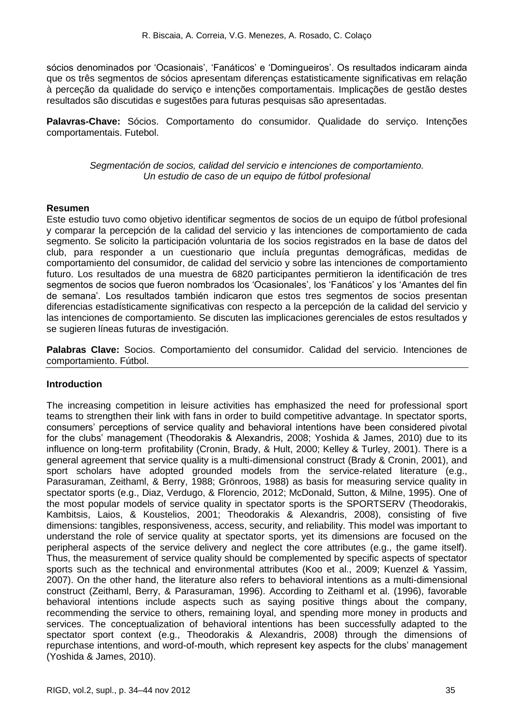sócios denominados por 'Ocasionais', 'Fanáticos' e 'Domingueiros'. Os resultados indicaram ainda que os três segmentos de sócios apresentam diferenças estatisticamente significativas em relação à perceção da qualidade do serviço e intenções comportamentais. Implicações de gestão destes resultados são discutidas e sugestões para futuras pesquisas são apresentadas.

**Palavras-Chave:** Sócios. Comportamento do consumidor. Qualidade do serviço. Intenções comportamentais. Futebol.

*Segmentación de socios, calidad del servicio e intenciones de comportamiento. Un estudio de caso de un equipo de fútbol profesional*

**Resumen**

Este estudio tuvo como objetivo identificar segmentos de socios de un equipo de fútbol profesional y comparar la percepción de la calidad del servicio y las intenciones de comportamiento de cada segmento. Se solicito la participación voluntaria de los socios registrados en la base de datos del club, para responder a un cuestionario que incluía preguntas demográficas, medidas de comportamiento del consumidor, de calidad del servicio y sobre las intenciones de comportamiento futuro. Los resultados de una muestra de 6820 participantes permitieron la identificación de tres segmentos de socios que fueron nombrados los 'Ocasionales', los 'Fanáticos' y los 'Amantes del fin de semana'. Los resultados también indicaron que estos tres segmentos de socios presentan diferencias estadísticamente significativas con respecto a la percepción de la calidad del servicio y las intenciones de comportamiento. Se discuten las implicaciones gerenciales de estos resultados y se sugieren líneas futuras de investigación.

**Palabras Clave:** Socios. Comportamiento del consumidor. Calidad del servicio. Intenciones de comportamiento. Fútbol.

**Introduction**

The increasing competition in leisure activities has emphasized the need for professional sport teams to strengthen their link with fans in order to build competitive advantage. In spectator sports, consumers' perceptions of service quality and behavioral intentions have been considered pivotal for the clubs' management (Theodorakis & Alexandris, 2008; Yoshida & James, 2010) due to its influence on long-term profitability (Cronin, Brady, & Hult, 2000; Kelley & Turley, 2001). There is a general agreement that service quality is a multi-dimensional construct (Brady & Cronin, 2001), and sport scholars have adopted grounded models from the service-related literature (e.g., Parasuraman, Zeithaml, & Berry, 1988; Grönroos, 1988) as basis for measuring service quality in spectator sports (e.g., Diaz, Verdugo, & Florencio, 2012; McDonald, Sutton, & Milne, 1995). One of the most popular models of service quality in spectator sports is the SPORTSERV (Theodorakis, Kambitsis, Laios, & Koustelios, 2001; Theodorakis & Alexandris, 2008), consisting of five dimensions: tangibles, responsiveness, access, security, and reliability. This model was important to understand the role of service quality at spectator sports, yet its dimensions are focused on the peripheral aspects of the service delivery and neglect the core attributes (e.g., the game itself). Thus, the measurement of service quality should be complemented by specific aspects of spectator sports such as the technical and environmental attributes (Koo et al., 2009; Kuenzel & Yassim, 2007). On the other hand, the literature also refers to behavioral intentions as a multi-dimensional construct (Zeithaml, Berry, & Parasuraman, 1996). According to Zeithaml et al. (1996), favorable behavioral intentions include aspects such as saying positive things about the company, recommending the service to others, remaining loyal, and spending more money in products and services. The conceptualization of behavioral intentions has been successfully adapted to the spectator sport context (e.g., Theodorakis & Alexandris, 2008) through the dimensions of repurchase intentions, and word-of-mouth, which represent key aspects for the clubs' management (Yoshida & James, 2010).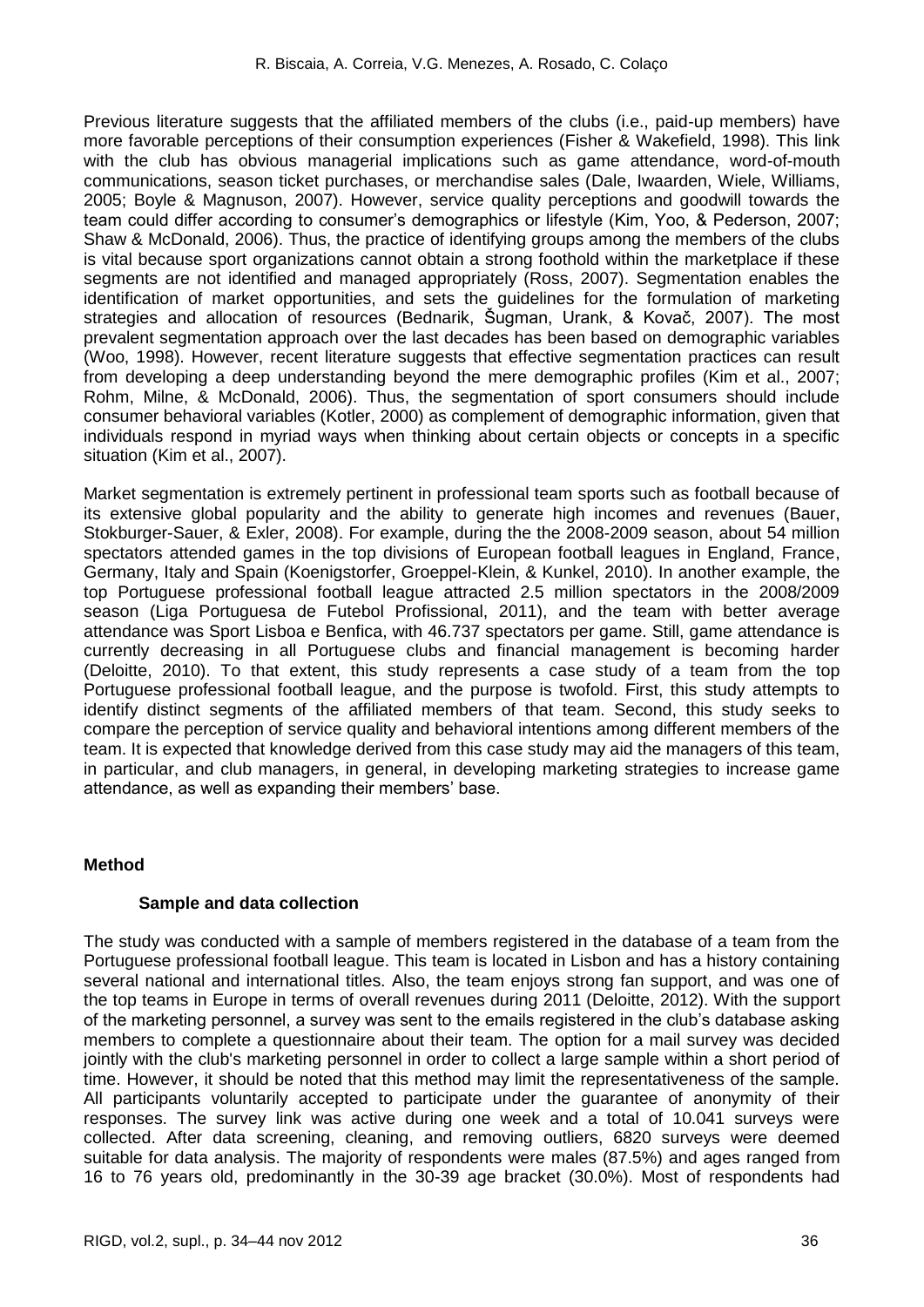Previous literature suggests that the affiliated members of the clubs (i.e., paid-up members) have more favorable perceptions of their consumption experiences (Fisher & Wakefield, 1998). This link with the club has obvious managerial implications such as game attendance, word-of-mouth communications, season ticket purchases, or merchandise sales (Dale, Iwaarden, Wiele, Williams, 2005; Boyle & Magnuson, 2007). However, service quality perceptions and goodwill towards the team could differ according to consumer's demographics or lifestyle (Kim, Yoo, & Pederson, 2007; Shaw & McDonald, 2006). Thus, the practice of identifying groups among the members of the clubs is vital because sport organizations cannot obtain a strong foothold within the marketplace if these segments are not identified and managed appropriately (Ross, 2007). Segmentation enables the identification of market opportunities, and sets the guidelines for the formulation of marketing strategies and allocation of resources (Bednarik, Šugman, Urank, & Kovač, 2007). The most prevalent segmentation approach over the last decades has been based on demographic variables (Woo, 1998). However, recent literature suggests that effective segmentation practices can result from developing a deep understanding beyond the mere demographic profiles (Kim et al., 2007; Rohm, Milne, & McDonald, 2006). Thus, the segmentation of sport consumers should include consumer behavioral variables (Kotler, 2000) as complement of demographic information, given that individuals respond in myriad ways when thinking about certain objects or concepts in a specific situation (Kim et al., 2007).

Market segmentation is extremely pertinent in professional team sports such as football because of its extensive global popularity and the ability to generate high incomes and revenues (Bauer, Stokburger-Sauer, & Exler, 2008). For example, during the the 2008-2009 season, about 54 million spectators attended games in the top divisions of European football leagues in England, France, Germany, Italy and Spain (Koenigstorfer, Groeppel-Klein, & Kunkel, 2010). In another example, the top Portuguese professional football league attracted 2.5 million spectators in the 2008/2009 season (Liga Portuguesa de Futebol Profissional, 2011), and the team with better average attendance was Sport Lisboa e Benfica, with 46.737 spectators per game. Still, game attendance is currently decreasing in all Portuguese clubs and financial management is becoming harder (Deloitte, 2010). To that extent, this study represents a case study of a team from the top Portuguese professional football league, and the purpose is twofold. First, this study attempts to identify distinct segments of the affiliated members of that team. Second, this study seeks to compare the perception of service quality and behavioral intentions among different members of the team. It is expected that knowledge derived from this case study may aid the managers of this team, in particular, and club managers, in general, in developing marketing strategies to increase game attendance, as well as expanding their members' base.

## Method

### Sample and data collection

The study was conducted with a sample of members registered in the database of a team from the Portuguese professional football league. This team is located in Lisbon and has a history containing several national and international titles. Also, the team enjoys strong fan support, and was one of the top teams in Europe in terms of overall revenues during 2011 (Deloitte, 2012). With the support of the marketing personnel, a survey was sent to the emails registered in the club's database asking members to complete a questionnaire about their team. The option for a mail survey was decided jointly with the club's marketing personnel in order to collect a large sample within a short period of time. However, it should be noted that this method may limit the representativeness of the sample. All participants voluntarily accepted to participate under the guarantee of anonymity of their responses. The survey link was active during one week and a total of 10.041 surveys were collected. After data screening, cleaning, and removing outliers, 6820 surveys were deemed suitable for data analysis. The majority of respondents were males (87.5%) and ages ranged from 16 to 76 years old, predominantly in the 30-39 age bracket (30.0%). Most of respondents had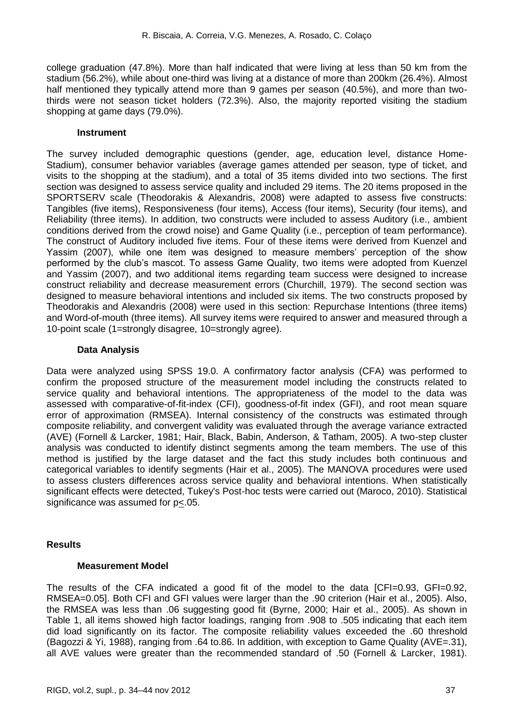college graduation (47.8%). More than half indicated that were living at less than 50 km from the stadium (56.2%), while about one-third was living at a distance of more than 200km (26.4%). Almost half mentioned they typically attend more than 9 games per season (40.5%), and more than two-thirds were not season ticket holders (72.3%). Also, the majority reported visiting the stadium shopping at game days (79.0%).

### Instrument

The survey included demographic questions (gender, age, education level, distance Home-Stadium), consumer behavior variables (average games attended per season, type of ticket, and visits to the shopping at the stadium), and a total of 35 items divided into two sections. The first section was designed to assess service quality and included 29 items. The 20 items proposed in the SPORTSERV scale (Theodorakis & Alexandris, 2008) were adapted to assess five constructs: Tangibles (five items), Responsiveness (four items), Access (four items), Security (four items), and Reliability (three items). In addition, two constructs were included to assess Auditory (i.e., ambient conditions derived from the crowd noise) and Game Quality (i.e., perception of team performance). The construct of Auditory included five items. Four of these items were derived from Kuenzel and Yassim (2007), while one item was designed to measure members' perception of the show performed by the club's mascot. To assess Game Quality, two items were adopted from Kuenzel and Yassim (2007), and two additional items regarding team success were designed to increase construct reliability and decrease measurement errors (Churchill, 1979). The second section was designed to measure behavioral intentions and included six items. The two constructs proposed by Theodorakis and Alexandris (2008) were used in this section: Repurchase Intentions (three items) and Word-of-mouth (three items). All survey items were required to answer and measured through a 10-point scale (1=strongly disagree, 10=strongly agree).

### Data Analysis

Data were analyzed using SPSS 19.0. A confirmatory factor analysis (CFA) was performed to confirm the proposed structure of the measurement model including the constructs related to service quality and behavioral intentions. The appropriateness of the model to the data was assessed with comparative-of-fit-index (CFI), goodness-of-fit index (GFI), and root mean square error of approximation (RMSEA). Internal consistency of the constructs was estimated through composite reliability, and convergent validity was evaluated through the average variance extracted (AVE) (Fornell & Larcker, 1981; Hair, Black, Babin, Anderson, & Tatham, 2005). A two-step cluster analysis was conducted to identify distinct segments among the team members. The use of this method is justified by the large dataset and the fact this study includes both continuous and categorical variables to identify segments (Hair et al., 2005). The MANOVA procedures were used to assess clusters differences across service quality and behavioral intentions. When statistically significant effects were detected, Tukey's Post-hoc tests were carried out (Maroco, 2010). Statistical significance was assumed for $p \leq .05$.

## Results

### Measurement Model

The results of the CFA indicated a good fit of the model to the data [CFI=0.93, GFI=0.92, RMSEA=0.05]. Both CFI and GFI values were larger than the .90 criterion (Hair et al., 2005). Also, the RMSEA was less than .06 suggesting good fit (Byrne, 2000; Hair et al., 2005). As shown in Table 1, all items showed high factor loadings, ranging from .908 to .505 indicating that each item did load significantly on its factor. The composite reliability values exceeded the .60 threshold (Bagozzi & Yi, 1988), ranging from .64 to.86. In addition, with exception to Game Quality (AVE=.31), all AVE values were greater than the recommended standard of .50 (Fornell & Larcker, 1981).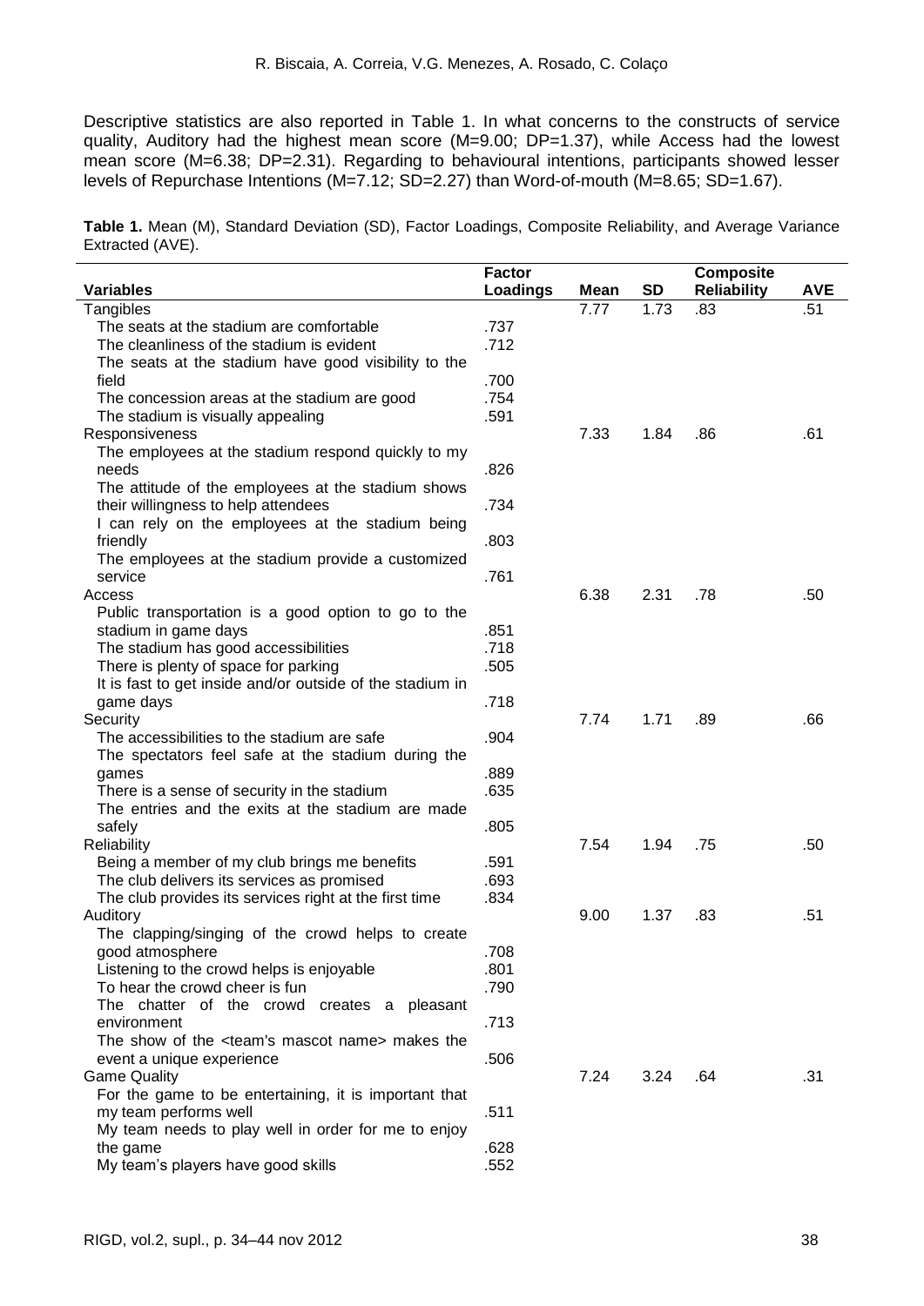Descriptive statistics are also reported in Table 1. In what concerns to the constructs of service quality, Auditory had the highest mean score (M=9.00; DP=1.37), while Access had the lowest mean score (M=6.38; DP=2.31). Regarding to behavioural intentions, participants showed lesser levels of Repurchase Intentions (M=7.12; SD=2.27) than Word-of-mouth (M=8.65; SD=1.67).

**Table 1.** Mean (M), Standard Deviation (SD), Factor Loadings, Composite Reliability, and Average Variance Extracted (AVE).

| Variables | Factor Loadings | Mean | SD | Composite Reliability | AVE |
|---|---|---|---|---|---|
| Tangibles | | 7.77 | 1.73 | .83 | .51 |
| The seats at the stadium are comfortable | .737 | | | | |
| The cleanliness of the stadium is evident | .712 | | | | |
| The seats at the stadium have good visibility to the field | .700 | | | | |
| The concession areas at the stadium are good | .754 | | | | |
| The stadium is visually appealing | .591 | | | | |
| Responsiveness | | 7.33 | 1.84 | .86 | .61 |
| The employees at the stadium respond quickly to my needs | .826 | | | | |
| The attitude of the employees at the stadium shows their willingness to help attendees | .734 | | | | |
| I can rely on the employees at the stadium being friendly | .803 | | | | |
| The employees at the stadium provide a customized service | .761 | | | | |
| Access | | 6.38 | 2.31 | .78 | .50 |
| Public transportation is a good option to go to the stadium in game days | .851 | | | | |
| The stadium has good accessibilities | .718 | | | | |
| There is plenty of space for parking | .505 | | | | |
| It is fast to get inside and/or outside of the stadium in game days | .718 | | | | |
| Security | | 7.74 | 1.71 | .89 | .66 |
| The accessibilities to the stadium are safe | .904 | | | | |
| The spectators feel safe at the stadium during the games | .889 | | | | |
| There is a sense of security in the stadium | .635 | | | | |
| The entries and the exits at the stadium are made safely | .805 | | | | |
| Reliability | | 7.54 | 1.94 | .75 | .50 |
| Being a member of my club brings me benefits | .591 | | | | |
| The club delivers its services as promised | .693 | | | | |
| The club provides its services right at the first time | .834 | | | | |
| Auditory | | 9.00 | 1.37 | .83 | .51 |
| The clapping/singing of the crowd helps to create good atmosphere | .708 | | | | |
| Listening to the crowd helps is enjoyable | .801 | | | | |
| To hear the crowd cheer is fun | .790 | | | | |
| The chatter of the crowd creates a pleasant environment | .713 | | | | |
| The show of the <team's mascot name> makes the event a unique experience | .506 | | | | |
| Game Quality | | 7.24 | 3.24 | .64 | .31 |
| For the game to be entertaining, it is important that my team performs well | .511 | | | | |
| My team needs to play well in order for me to enjoy the game | .628 | | | | |
| My team's players have good skills | .552 | | | | |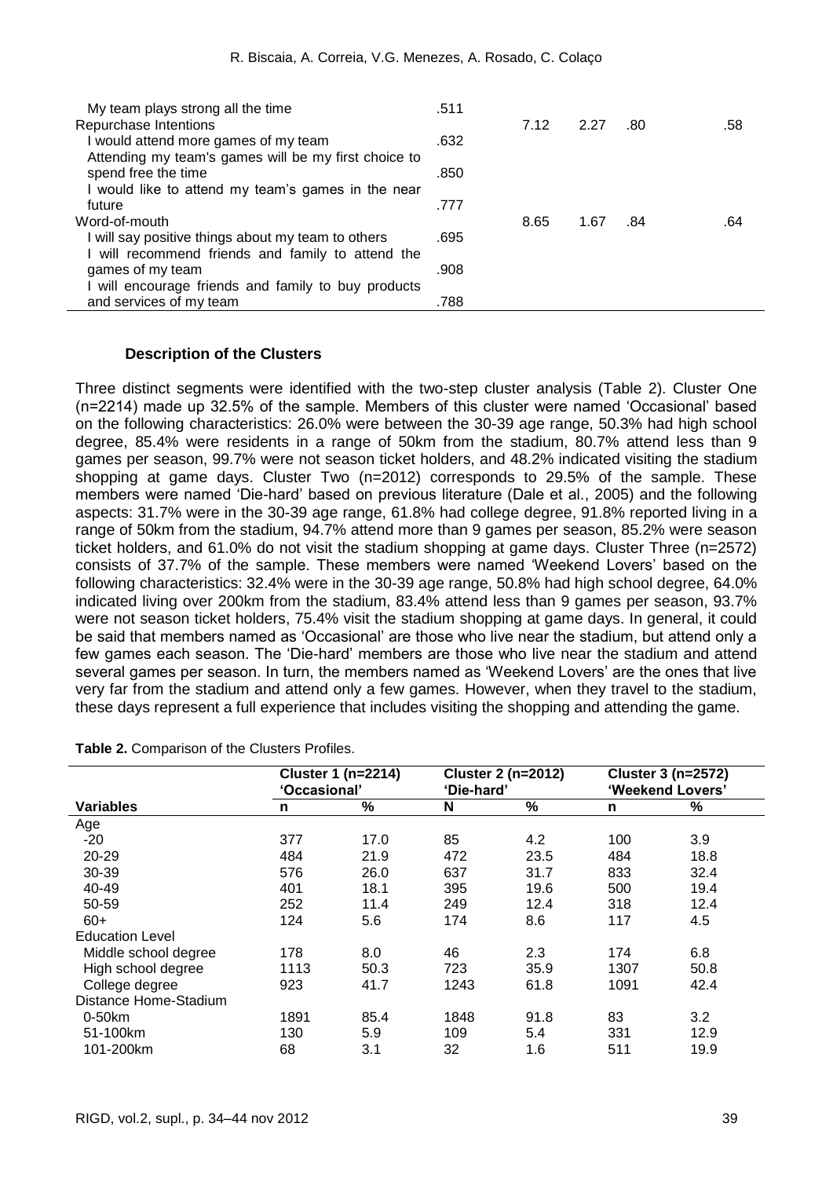| | | | | | |
|---|---|---|---|---|---|
| My team plays strong all the time | .511 | | | | |
| Repurchase Intentions | | 7.12 | 2.27 | .80 | .58 |
| I would attend more games of my team | .632 | | | | |
| Attending my team's games will be my first choice to spend free the time | .850 | | | | |
| I would like to attend my team's games in the near future | .777 | | | | |
| Word-of-mouth | | 8.65 | 1.67 | .84 | .64 |
| I will say positive things about my team to others | .695 | | | | |
| I will recommend friends and family to attend the games of my team | .908 | | | | |
| I will encourage friends and family to buy products and services of my team | .788 | | | | |

### Description of the Clusters

Three distinct segments were identified with the two-step cluster analysis (Table 2). Cluster One (n=2214) made up 32.5% of the sample. Members of this cluster were named 'Occasional' based on the following characteristics: 26.0% were between the 30-39 age range, 50.3% had high school degree, 85.4% were residents in a range of 50km from the stadium, 80.7% attend less than 9 games per season, 99.7% were not season ticket holders, and 48.2% indicated visiting the stadium shopping at game days. Cluster Two (n=2012) corresponds to 29.5% of the sample. These members were named 'Die-hard' based on previous literature (Dale et al., 2005) and the following aspects: 31.7% were in the 30-39 age range, 61.8% had college degree, 91.8% reported living in a range of 50km from the stadium, 94.7% attend more than 9 games per season, 85.2% were season ticket holders, and 61.0% do not visit the stadium shopping at game days. Cluster Three (n=2572) consists of 37.7% of the sample. These members were named 'Weekend Lovers' based on the following characteristics: 32.4% were in the 30-39 age range, 50.8% had high school degree, 64.0% indicated living over 200km from the stadium, 83.4% attend less than 9 games per season, 93.7% were not season ticket holders, 75.4% visit the stadium shopping at game days. In general, it could be said that members named as 'Occasional' are those who live near the stadium, but attend only a few games each season. The 'Die-hard' members are those who live near the stadium and attend several games per season. In turn, the members named as 'Weekend Lovers' are the ones that live very far from the stadium and attend only a few games. However, when they travel to the stadium, these days represent a full experience that includes visiting the shopping and attending the game.

**Table 2.** Comparison of the Clusters Profiles.

| | Cluster 1 (n=2214) 'Occasional' | | Cluster 2 (n=2012) 'Die-hard' | | Cluster 3 (n=2572) 'Weekend Lovers' | |
|---|---|---|---|---|---|---|
| **Variables** | **n** | **%** | **N** | **%** | **n** | **%** |
| Age | | | | | | |
| -20 | 377 | 17.0 | 85 | 4.2 | 100 | 3.9 |
| 20-29 | 484 | 21.9 | 472 | 23.5 | 484 | 18.8 |
| 30-39 | 576 | 26.0 | 637 | 31.7 | 833 | 32.4 |
| 40-49 | 401 | 18.1 | 395 | 19.6 | 500 | 19.4 |
| 50-59 | 252 | 11.4 | 249 | 12.4 | 318 | 12.4 |
| 60+ | 124 | 5.6 | 174 | 8.6 | 117 | 4.5 |
| Education Level | | | | | | |
| Middle school degree | 178 | 8.0 | 46 | 2.3 | 174 | 6.8 |
| High school degree | 1113 | 50.3 | 723 | 35.9 | 1307 | 50.8 |
| College degree | 923 | 41.7 | 1243 | 61.8 | 1091 | 42.4 |
| Distance Home-Stadium | | | | | | |
| 0-50km | 1891 | 85.4 | 1848 | 91.8 | 83 | 3.2 |
| 51-100km | 130 | 5.9 | 109 | 5.4 | 331 | 12.9 |
| 101-200km | 68 | 3.1 | 32 | 1.6 | 511 | 19.9 |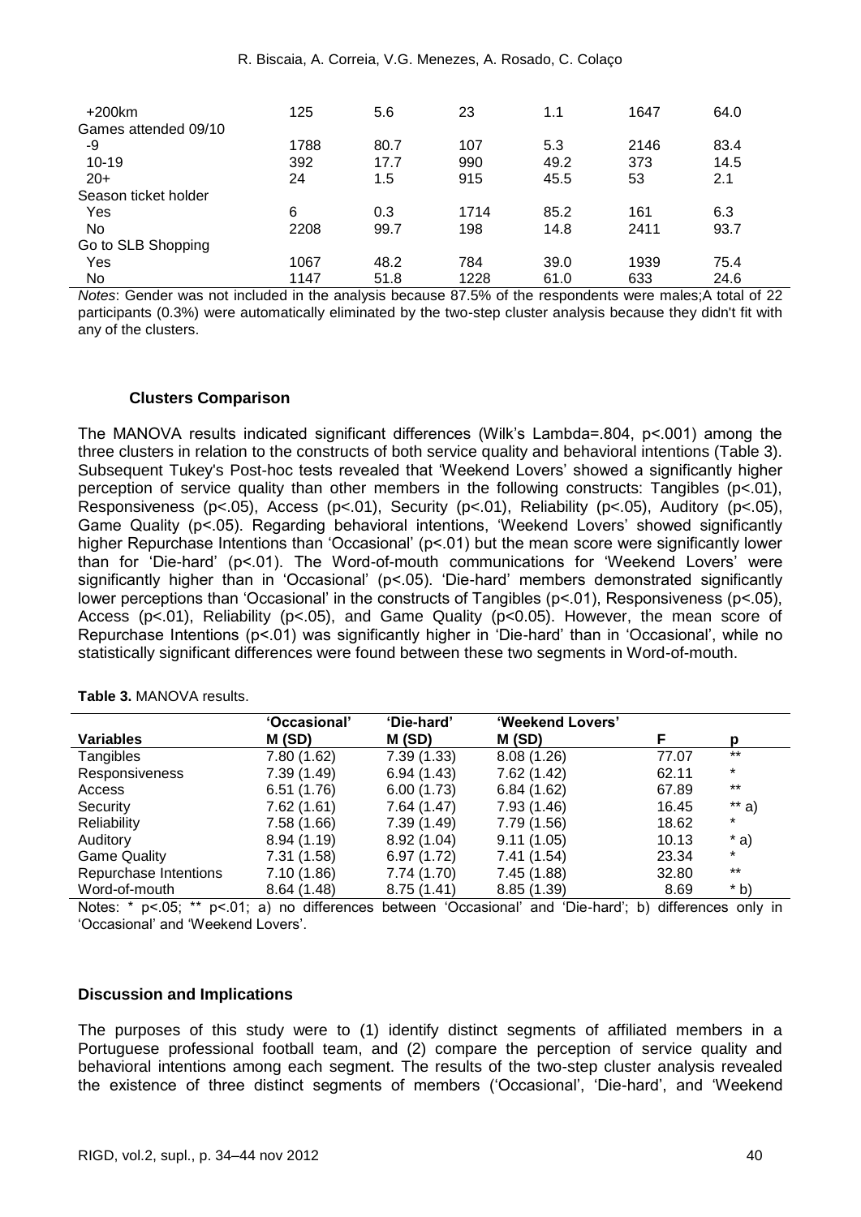| | | | | | | |
|---|---|---|---|---|---|---|
| +200km | 125 | 5.6 | 23 | 1.1 | 1647 | 64.0 |
| Games attended 09/10 | | | | | | |
| -9 | 1788 | 80.7 | 107 | 5.3 | 2146 | 83.4 |
| 10-19 | 392 | 17.7 | 990 | 49.2 | 373 | 14.5 |
| 20+ | 24 | 1.5 | 915 | 45.5 | 53 | 2.1 |
| Season ticket holder | | | | | | |
| Yes | 6 | 0.3 | 1714 | 85.2 | 161 | 6.3 |
| No | 2208 | 99.7 | 198 | 14.8 | 2411 | 93.7 |
| Go to SLB Shopping | | | | | | |
| Yes | 1067 | 48.2 | 784 | 39.0 | 1939 | 75.4 |
| No | 1147 | 51.8 | 1228 | 61.0 | 633 | 24.6 |

*Notes*: Gender was not included in the analysis because 87.5% of the respondents were males;A total of 22 participants (0.3%) were automatically eliminated by the two-step cluster analysis because they didn't fit with any of the clusters.

### Clusters Comparison

The MANOVA results indicated significant differences (Wilk's Lambda=.804, $p<.001$) among the three clusters in relation to the constructs of both service quality and behavioral intentions (Table 3). Subsequent Tukey's Post-hoc tests revealed that 'Weekend Lovers' showed a significantly higher perception of service quality than other members in the following constructs: Tangibles ($p<.01$), Responsiveness ($p<.05$), Access ($p<.01$), Security ($p<.01$), Reliability ($p<.05$), Auditory ($p<.05$), Game Quality ($p<.05$). Regarding behavioral intentions, 'Weekend Lovers' showed significantly higher Repurchase Intentions than 'Occasional' ($p<.01$) but the mean score were significantly lower than for 'Die-hard' ($p<.01$). The Word-of-mouth communications for 'Weekend Lovers' were significantly higher than in 'Occasional' ($p<.05$). 'Die-hard' members demonstrated significantly lower perceptions than 'Occasional' in the constructs of Tangibles ($p<.01$), Responsiveness ($p<.05$), Access ($p<.01$), Reliability ($p<.05$), and Game Quality ($p<0.05$). However, the mean score of Repurchase Intentions ($p<.01$) was significantly higher in 'Die-hard' than in 'Occasional', while no statistically significant differences were found between these two segments in Word-of-mouth.

**Table 3.** MANOVA results.

| Variables | 'Occasional' M (SD) | 'Die-hard' M (SD) | 'Weekend Lovers' M (SD) | F | p |
|---|---|---|---|---|---|
| Tangibles | 7.80 (1.62) | 7.39 (1.33) | 8.08 (1.26) | 77.07 | ** |
| Responsiveness | 7.39 (1.49) | 6.94 (1.43) | 7.62 (1.42) | 62.11 | * |
| Access | 6.51 (1.76) | 6.00 (1.73) | 6.84 (1.62) | 67.89 | ** |
| Security | 7.62 (1.61) | 7.64 (1.47) | 7.93 (1.46) | 16.45 | ** a) |
| Reliability | 7.58 (1.66) | 7.39 (1.49) | 7.79 (1.56) | 18.62 | * |
| Auditory | 8.94 (1.19) | 8.92 (1.04) | 9.11 (1.05) | 10.13 | * a) |
| Game Quality | 7.31 (1.58) | 6.97 (1.72) | 7.41 (1.54) | 23.34 | * |
| Repurchase Intentions | 7.10 (1.86) | 7.74 (1.70) | 7.45 (1.88) | 32.80 | ** |
| Word-of-mouth | 8.64 (1.48) | 8.75 (1.41) | 8.85 (1.39) | 8.69 | * b) |

Notes: * $p<.05$; ** $p<.01$; a) no differences between 'Occasional' and 'Die-hard'; b) differences only in 'Occasional' and 'Weekend Lovers'.

### Discussion and Implications

The purposes of this study were to (1) identify distinct segments of affiliated members in a Portuguese professional football team, and (2) compare the perception of service quality and behavioral intentions among each segment. The results of the two-step cluster analysis revealed the existence of three distinct segments of members ('Occasional', 'Die-hard', and 'Weekend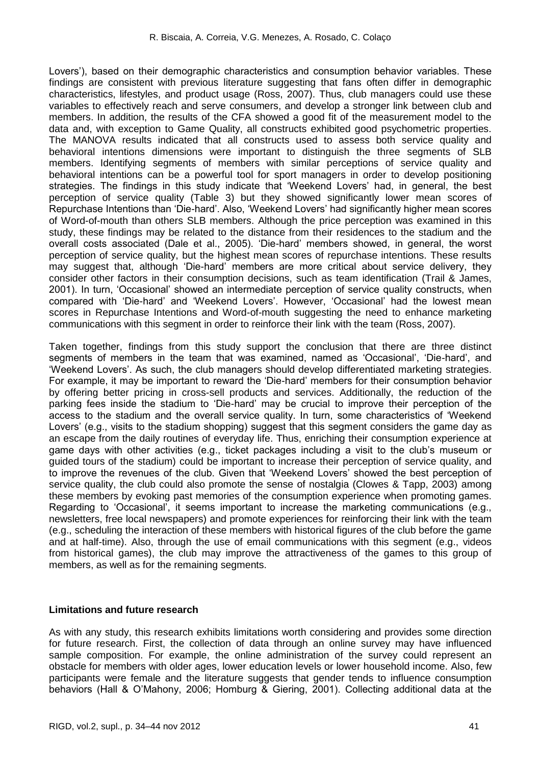Lovers'), based on their demographic characteristics and consumption behavior variables. These findings are consistent with previous literature suggesting that fans often differ in demographic characteristics, lifestyles, and product usage (Ross, 2007). Thus, club managers could use these variables to effectively reach and serve consumers, and develop a stronger link between club and members. In addition, the results of the CFA showed a good fit of the measurement model to the data and, with exception to Game Quality, all constructs exhibited good psychometric properties. The MANOVA results indicated that all constructs used to assess both service quality and behavioral intentions dimensions were important to distinguish the three segments of SLB members. Identifying segments of members with similar perceptions of service quality and behavioral intentions can be a powerful tool for sport managers in order to develop positioning strategies. The findings in this study indicate that 'Weekend Lovers' had, in general, the best perception of service quality (Table 3) but they showed significantly lower mean scores of Repurchase Intentions than 'Die-hard'. Also, 'Weekend Lovers' had significantly higher mean scores of Word-of-mouth than others SLB members. Although the price perception was examined in this study, these findings may be related to the distance from their residences to the stadium and the overall costs associated (Dale et al., 2005). 'Die-hard' members showed, in general, the worst perception of service quality, but the highest mean scores of repurchase intentions. These results may suggest that, although 'Die-hard' members are more critical about service delivery, they consider other factors in their consumption decisions, such as team identification (Trail & James, 2001). In turn, 'Occasional' showed an intermediate perception of service quality constructs, when compared with 'Die-hard' and 'Weekend Lovers'. However, 'Occasional' had the lowest mean scores in Repurchase Intentions and Word-of-mouth suggesting the need to enhance marketing communications with this segment in order to reinforce their link with the team (Ross, 2007).

Taken together, findings from this study support the conclusion that there are three distinct segments of members in the team that was examined, named as 'Occasional', 'Die-hard', and 'Weekend Lovers'. As such, the club managers should develop differentiated marketing strategies. For example, it may be important to reward the 'Die-hard' members for their consumption behavior by offering better pricing in cross-sell products and services. Additionally, the reduction of the parking fees inside the stadium to 'Die-hard' may be crucial to improve their perception of the access to the stadium and the overall service quality. In turn, some characteristics of 'Weekend Lovers' (e.g., visits to the stadium shopping) suggest that this segment considers the game day as an escape from the daily routines of everyday life. Thus, enriching their consumption experience at game days with other activities (e.g., ticket packages including a visit to the club's museum or guided tours of the stadium) could be important to increase their perception of service quality, and to improve the revenues of the club. Given that 'Weekend Lovers' showed the best perception of service quality, the club could also promote the sense of nostalgia (Clowes & Tapp, 2003) among these members by evoking past memories of the consumption experience when promoting games. Regarding to 'Occasional', it seems important to increase the marketing communications (e.g., newsletters, free local newspapers) and promote experiences for reinforcing their link with the team (e.g., scheduling the interaction of these members with historical figures of the club before the game and at half-time). Also, through the use of email communications with this segment (e.g., videos from historical games), the club may improve the attractiveness of the games to this group of members, as well as for the remaining segments.

### Limitations and future research

As with any study, this research exhibits limitations worth considering and provides some direction for future research. First, the collection of data through an online survey may have influenced sample composition. For example, the online administration of the survey could represent an obstacle for members with older ages, lower education levels or lower household income. Also, few participants were female and the literature suggests that gender tends to influence consumption behaviors (Hall & O'Mahony, 2006; Homburg & Giering, 2001). Collecting additional data at the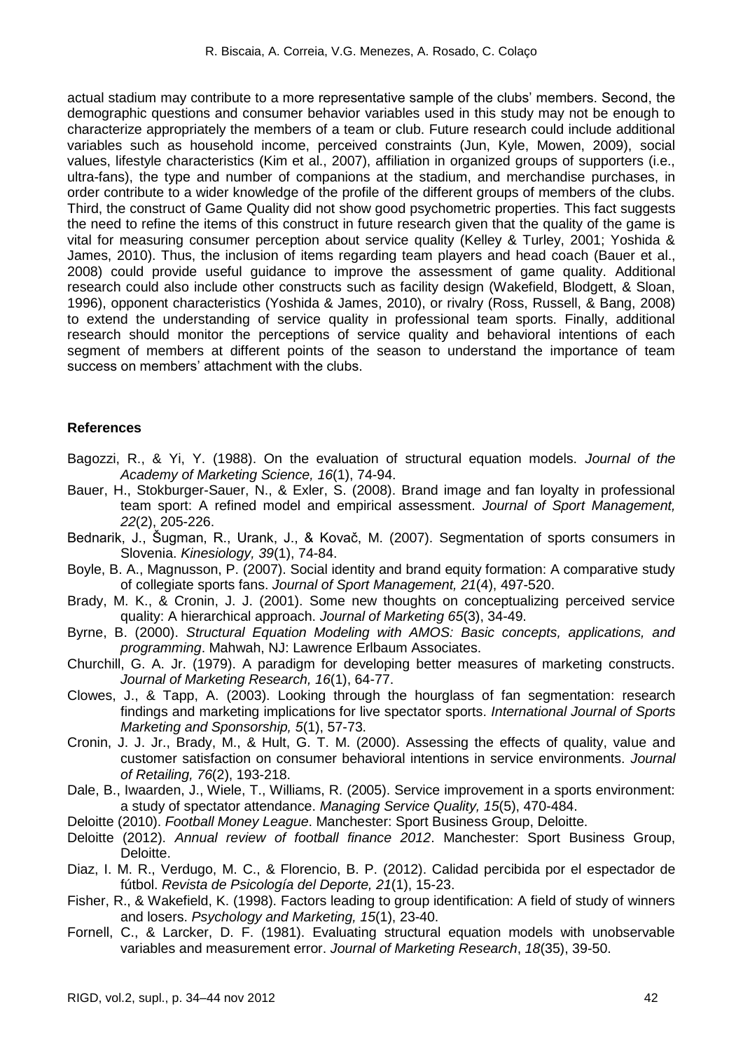actual stadium may contribute to a more representative sample of the clubs' members. Second, the demographic questions and consumer behavior variables used in this study may not be enough to characterize appropriately the members of a team or club. Future research could include additional variables such as household income, perceived constraints (Jun, Kyle, Mowen, 2009), social values, lifestyle characteristics (Kim et al., 2007), affiliation in organized groups of supporters (i.e., ultra-fans), the type and number of companions at the stadium, and merchandise purchases, in order contribute to a wider knowledge of the profile of the different groups of members of the clubs. Third, the construct of Game Quality did not show good psychometric properties. This fact suggests the need to refine the items of this construct in future research given that the quality of the game is vital for measuring consumer perception about service quality (Kelley & Turley, 2001; Yoshida & James, 2010). Thus, the inclusion of items regarding team players and head coach (Bauer et al., 2008) could provide useful guidance to improve the assessment of game quality. Additional research could also include other constructs such as facility design (Wakefield, Blodgett, & Sloan, 1996), opponent characteristics (Yoshida & James, 2010), or rivalry (Ross, Russell, & Bang, 2008) to extend the understanding of service quality in professional team sports. Finally, additional research should monitor the perceptions of service quality and behavioral intentions of each segment of members at different points of the season to understand the importance of team success on members' attachment with the clubs.

## References

Bagozzi, R., & Yi, Y. (1988). On the evaluation of structural equation models. *Journal of the Academy of Marketing Science, 16*(1), 74-94.

Bauer, H., Stokburger-Sauer, N., & Exler, S. (2008). Brand image and fan loyalty in professional team sport: A refined model and empirical assessment. *Journal of Sport Management, 22*(2), 205-226.

Bednarik, J., Šugman, R., Urank, J., & Kovač, M. (2007). Segmentation of sports consumers in Slovenia. *Kinesiology, 39*(1), 74-84.

Boyle, B. A., Magnusson, P. (2007). Social identity and brand equity formation: A comparative study of collegiate sports fans. *Journal of Sport Management, 21*(4), 497-520.

Brady, M. K., & Cronin, J. J. (2001). Some new thoughts on conceptualizing perceived service quality: A hierarchical approach. *Journal of Marketing 65*(3), 34-49.

Byrne, B. (2000). *Structural Equation Modeling with AMOS: Basic concepts, applications, and programming*. Mahwah, NJ: Lawrence Erlbaum Associates.

Churchill, G. A. Jr. (1979). A paradigm for developing better measures of marketing constructs. *Journal of Marketing Research, 16*(1), 64-77.

Clowes, J., & Tapp, A. (2003). Looking through the hourglass of fan segmentation: research findings and marketing implications for live spectator sports. *International Journal of Sports Marketing and Sponsorship, 5*(1), 57-73.

Cronin, J. J. Jr., Brady, M., & Hult, G. T. M. (2000). Assessing the effects of quality, value and customer satisfaction on consumer behavioral intentions in service environments. *Journal of Retailing, 76*(2), 193-218.

Dale, B., Iwaarden, J., Wiele, T., Williams, R. (2005). Service improvement in a sports environment: a study of spectator attendance. *Managing Service Quality, 15*(5), 470-484.

Deloitte (2010). *Football Money League*. Manchester: Sport Business Group, Deloitte.

Deloitte (2012). *Annual review of football finance 2012*. Manchester: Sport Business Group, Deloitte.

Diaz, I. M. R., Verdugo, M. C., & Florencio, B. P. (2012). Calidad percibida por el espectador de fútbol. *Revista de Psicología del Deporte, 21*(1), 15-23.

Fisher, R., & Wakefield, K. (1998). Factors leading to group identification: A field of study of winners and losers. *Psychology and Marketing, 15*(1), 23-40.

Fornell, C., & Larcker, D. F. (1981). Evaluating structural equation models with unobservable variables and measurement error. *Journal of Marketing Research*, *18*(35), 39-50.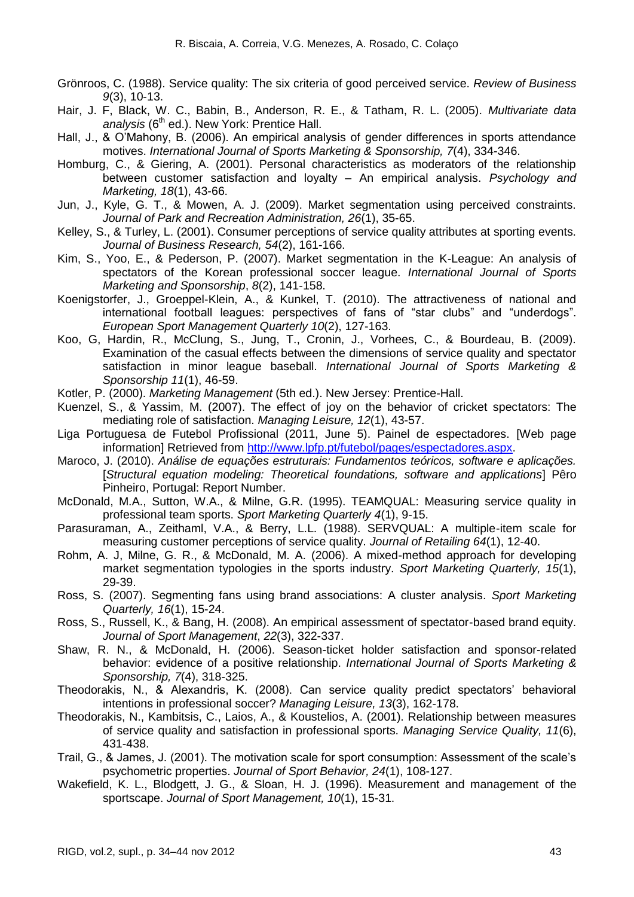Grönroos, C. (1988). Service quality: The six criteria of good perceived service. *Review of Business 9*(3), 10-13.

Hair, J. F, Black, W. C., Babin, B., Anderson, R. E., & Tatham, R. L. (2005). *Multivariate data analysis* (6th ed.). New York: Prentice Hall.

Hall, J., & O'Mahony, B. (2006). An empirical analysis of gender differences in sports attendance motives. *International Journal of Sports Marketing & Sponsorship, 7*(4), 334-346.

Homburg, C., & Giering, A. (2001). Personal characteristics as moderators of the relationship between customer satisfaction and loyalty – An empirical analysis. *Psychology and Marketing, 18*(1), 43-66.

Jun, J., Kyle, G. T., & Mowen, A. J. (2009). Market segmentation using perceived constraints. *Journal of Park and Recreation Administration, 26*(1), 35-65.

Kelley, S., & Turley, L. (2001). Consumer perceptions of service quality attributes at sporting events. *Journal of Business Research, 54*(2), 161-166.

Kim, S., Yoo, E., & Pederson, P. (2007). Market segmentation in the K-League: An analysis of spectators of the Korean professional soccer league. *International Journal of Sports Marketing and Sponsorship*, *8*(2), 141-158.

Koenigstorfer, J., Groeppel-Klein, A., & Kunkel, T. (2010). The attractiveness of national and international football leagues: perspectives of fans of "star clubs" and "underdogs". *European Sport Management Quarterly 10*(2), 127-163.

Koo, G, Hardin, R., McClung, S., Jung, T., Cronin, J., Vorhees, C., & Bourdeau, B. (2009). Examination of the casual effects between the dimensions of service quality and spectator satisfaction in minor league baseball. *International Journal of Sports Marketing & Sponsorship 11*(1), 46-59.

Kotler, P. (2000). *Marketing Management* (5th ed.). New Jersey: Prentice-Hall.

Kuenzel, S., & Yassim, M. (2007). The effect of joy on the behavior of cricket spectators: The mediating role of satisfaction. *Managing Leisure, 12*(1), 43-57.

Liga Portuguesa de Futebol Profissional (2011, June 5). Painel de espectadores. [Web page information] Retrieved from http://www.lpfp.pt/futebol/pages/espectadores.aspx.

Maroco, J. (2010). *Análise de equações estruturais: Fundamentos teóricos, software e aplicações.* [*Structural equation modeling: Theoretical foundations, software and applications*] Pêro Pinheiro, Portugal: Report Number.

McDonald, M.A., Sutton, W.A., & Milne, G.R. (1995). TEAMQUAL: Measuring service quality in professional team sports. *Sport Marketing Quarterly 4*(1), 9-15.

Parasuraman, A., Zeithaml, V.A., & Berry, L.L. (1988). SERVQUAL: A multiple-item scale for measuring customer perceptions of service quality. *Journal of Retailing 64*(1), 12-40.

Rohm, A. J, Milne, G. R., & McDonald, M. A. (2006). A mixed-method approach for developing market segmentation typologies in the sports industry. *Sport Marketing Quarterly, 15*(1), 29-39.

Ross, S. (2007). Segmenting fans using brand associations: A cluster analysis. *Sport Marketing Quarterly, 16*(1), 15-24.

Ross, S., Russell, K., & Bang, H. (2008). An empirical assessment of spectator-based brand equity. *Journal of Sport Management*, *22*(3), 322-337.

Shaw, R. N., & McDonald, H. (2006). Season-ticket holder satisfaction and sponsor-related behavior: evidence of a positive relationship. *International Journal of Sports Marketing & Sponsorship, 7*(4), 318-325.

Theodorakis, N., & Alexandris, K. (2008). Can service quality predict spectators' behavioral intentions in professional soccer? *Managing Leisure, 13*(3), 162-178.

Theodorakis, N., Kambitsis, C., Laios, A., & Koustelios, A. (2001). Relationship between measures of service quality and satisfaction in professional sports. *Managing Service Quality, 11*(6), 431-438.

Trail, G., & James, J. (2001). The motivation scale for sport consumption: Assessment of the scale's psychometric properties. *Journal of Sport Behavior, 24*(1), 108-127.

Wakefield, K. L., Blodgett, J. G., & Sloan, H. J. (1996). Measurement and management of the sportscape. *Journal of Sport Management, 10*(1), 15-31.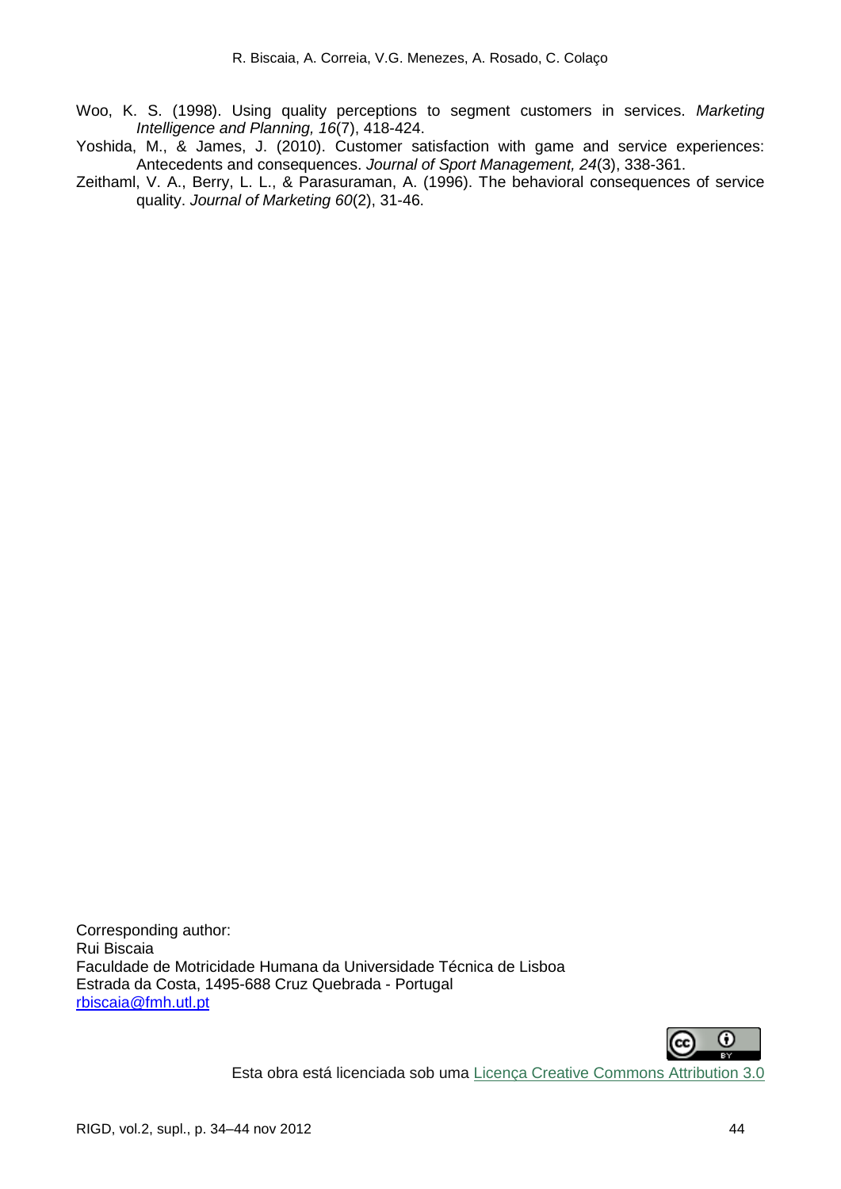Woo, K. S. (1998). Using quality perceptions to segment customers in services. *Marketing Intelligence and Planning, 16*(7), 418-424.

Yoshida, M., & James, J. (2010). Customer satisfaction with game and service experiences: Antecedents and consequences. *Journal of Sport Management, 24*(3), 338-361.

Zeithaml, V. A., Berry, L. L., & Parasuraman, A. (1996). The behavioral consequences of service quality. *Journal of Marketing 60*(2), 31-46.

Corresponding author:
Rui Biscaia
Faculdade de Motricidade Humana da Universidade Técnica de Lisboa
Estrada da Costa, 1495-688 Cruz Quebrada - Portugal
rbiscaia@fmh.utl.pt

Esta obra está licenciada sob uma Licença Creative Commons Attribution 3.0